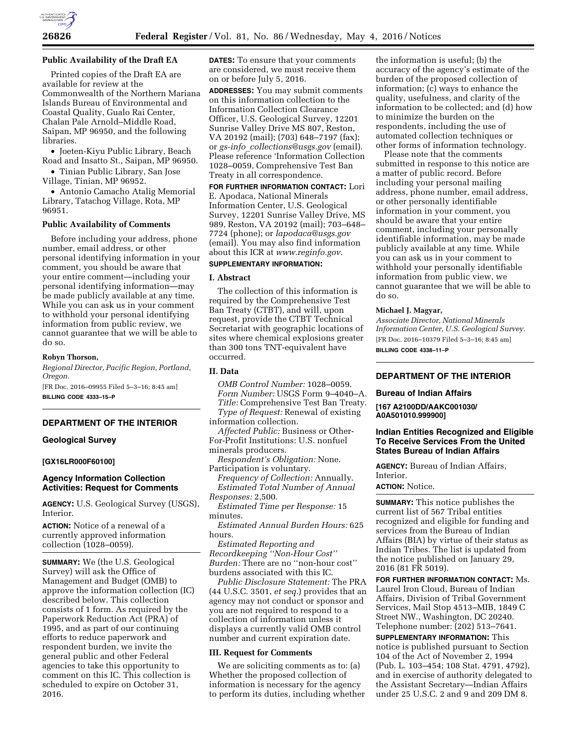### Public Availability of the Draft EA

Printed copies of the Draft EA are available for review at the Commonwealth of the Northern Mariana Islands Bureau of Environmental and Coastal Quality, Gualo Rai Center, Chalan Pale Arnold–Middle Road, Saipan, MP 96950, and the following libraries.

- Joeten-Kiyu Public Library, Beach Road and Insatto St., Saipan, MP 96950.
- Tinian Public Library, San Jose Village, Tinian, MP 96952.
- Antonio Camacho Atalig Memorial Library, Tatachog Village, Rota, MP 96951.

### Public Availability of Comments

Before including your address, phone number, email address, or other personal identifying information in your comment, you should be aware that your entire comment—including your personal identifying information—may be made publicly available at any time. While you can ask us in your comment to withhold your personal identifying information from public review, we cannot guarantee that we will be able to do so.

**Robyn Thorson,**

*Regional Director, Pacific Region, Portland, Oregon.*

[FR Doc. 2016–09955 Filed 5–3–16; 8:45 am]

**BILLING CODE 4333–15–P**

---

## DEPARTMENT OF THE INTERIOR

### Geological Survey

**[GX16LR000F60100]**

### Agency Information Collection Activities: Request for Comments

**AGENCY:** U.S. Geological Survey (USGS), Interior.

**ACTION:** Notice of a renewal of a currently approved information collection (1028–0059).

**SUMMARY:** We (the U.S. Geological Survey) will ask the Office of Management and Budget (OMB) to approve the information collection (IC) described below. This collection consists of 1 form. As required by the Paperwork Reduction Act (PRA) of 1995, and as part of our continuing efforts to reduce paperwork and respondent burden, we invite the general public and other Federal agencies to take this opportunity to comment on this IC. This collection is scheduled to expire on October 31, 2016.

**DATES:** To ensure that your comments are considered, we must receive them on or before July 5, 2016.

**ADDRESSES:** You may submit comments on this information collection to the Information Collection Clearance Officer, U.S. Geological Survey, 12201 Sunrise Valley Drive MS 807, Reston, VA 20192 (mail); (703) 648–7197 (fax); or *gs-info_collections@usgs.gov* (email). Please reference 'Information Collection 1028–0059, Comprehensive Test Ban Treaty in all correspondence.

**FOR FURTHER INFORMATION CONTACT:** Lori E. Apodaca, National Minerals Information Center, U.S. Geological Survey, 12201 Sunrise Valley Drive, MS 989, Reston, VA 20192 (mail); 703–648–7724 (phone); or *lapodaca@usgs.gov* (email). You may also find information about this ICR at *www.reginfo.gov.*

**SUPPLEMENTARY INFORMATION:**

### I. Abstract

The collection of this information is required by the Comprehensive Test Ban Treaty (CTBT), and will, upon request, provide the CTBT Technical Secretariat with geographic locations of sites where chemical explosions greater than 300 tons TNT-equivalent have occurred.

### II. Data

*OMB Control Number:* 1028–0059.

*Form Number:* USGS Form 9–4040–A.

*Title:* Comprehensive Test Ban Treaty.

*Type of Request:* Renewal of existing information collection.

*Affected Public:* Business or Other-For-Profit Institutions: U.S. nonfuel minerals producers.

*Respondent's Obligation:* None. Participation is voluntary.

*Frequency of Collection:* Annually.

*Estimated Total Number of Annual Responses:* 2,500.

*Estimated Time per Response:* 15 minutes.

*Estimated Annual Burden Hours:* 625 hours.

*Estimated Reporting and Recordkeeping "Non-Hour Cost" Burden:* There are no "non-hour cost" burdens associated with this IC.

*Public Disclosure Statement:* The PRA (44 U.S.C. 3501, *et seq.*) provides that an agency may not conduct or sponsor and you are not required to respond to a collection of information unless it displays a currently valid OMB control number and current expiration date.

### III. Request for Comments

We are soliciting comments as to: (a) Whether the proposed collection of information is necessary for the agency to perform its duties, including whether the information is useful; (b) the accuracy of the agency's estimate of the burden of the proposed collection of information; (c) ways to enhance the quality, usefulness, and clarity of the information to be collected; and (d) how to minimize the burden on the respondents, including the use of automated collection techniques or other forms of information technology.

Please note that the comments submitted in response to this notice are a matter of public record. Before including your personal mailing address, phone number, email address, or other personally identifiable information in your comment, you should be aware that your entire comment, including your personally identifiable information, may be made publicly available at any time. While you can ask us in your comment to withhold your personally identifiable information from public view, we cannot guarantee that we will be able to do so.

**Michael J. Magyar,**

*Associate Director, National Minerals Information Center, U.S. Geological Survey.*

[FR Doc. 2016–10379 Filed 5–3–16; 8:45 am]

**BILLING CODE 4338–11–P**

---

## DEPARTMENT OF THE INTERIOR

### Bureau of Indian Affairs

**[167 A2100DD/AAKC001030/A0A501010.999900]**

### Indian Entities Recognized and Eligible To Receive Services From the United States Bureau of Indian Affairs

**AGENCY:** Bureau of Indian Affairs, Interior.

**ACTION:** Notice.

**SUMMARY:** This notice publishes the current list of 567 Tribal entities recognized and eligible for funding and services from the Bureau of Indian Affairs (BIA) by virtue of their status as Indian Tribes. The list is updated from the notice published on January 29, 2016 (81 FR 5019).

**FOR FURTHER INFORMATION CONTACT:** Ms. Laurel Iron Cloud, Bureau of Indian Affairs, Division of Tribal Government Services, Mail Stop 4513–MIB, 1849 C Street NW., Washington, DC 20240. Telephone number: (202) 513–7641.

**SUPPLEMENTARY INFORMATION:** This notice is published pursuant to Section 104 of the Act of November 2, 1994 (Pub. L. 103–454; 108 Stat. 4791, 4792), and in exercise of authority delegated to the Assistant Secretary—Indian Affairs under 25 U.S.C. 2 and 9 and 209 DM 8.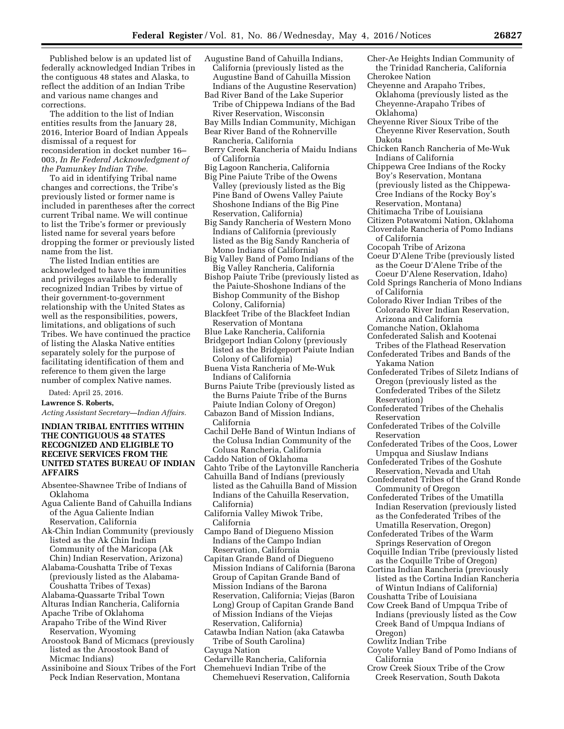Published below is an updated list of federally acknowledged Indian Tribes in the contiguous 48 states and Alaska, to reflect the addition of an Indian Tribe and various name changes and corrections.

The addition to the list of Indian entities results from the January 28, 2016, Interior Board of Indian Appeals dismissal of a request for reconsideration in docket number 16–003, *In Re Federal Acknowledgment of the Pamunkey Indian Tribe.*

To aid in identifying Tribal name changes and corrections, the Tribe's previously listed or former name is included in parentheses after the correct current Tribal name. We will continue to list the Tribe's former or previously listed name for several years before dropping the former or previously listed name from the list.

The listed Indian entities are acknowledged to have the immunities and privileges available to federally recognized Indian Tribes by virtue of their government-to-government relationship with the United States as well as the responsibilities, powers, limitations, and obligations of such Tribes. We have continued the practice of listing the Alaska Native entities separately solely for the purpose of facilitating identification of them and reference to them given the large number of complex Native names.

Dated: April 25, 2016.

**Lawrence S. Roberts,**

*Acting Assistant Secretary—Indian Affairs.*

## INDIAN TRIBAL ENTITIES WITHIN THE CONTIGUOUS 48 STATES RECOGNIZED AND ELIGIBLE TO RECEIVE SERVICES FROM THE UNITED STATES BUREAU OF INDIAN AFFAIRS

Absentee-Shawnee Tribe of Indians of Oklahoma
Agua Caliente Band of Cahuilla Indians of the Agua Caliente Indian Reservation, California
Ak-Chin Indian Community (previously listed as the Ak Chin Indian Community of the Maricopa (Ak Chin) Indian Reservation, Arizona)
Alabama-Coushatta Tribe of Texas (previously listed as the Alabama-Coushatta Tribes of Texas)
Alabama-Quassarte Tribal Town
Alturas Indian Rancheria, California
Apache Tribe of Oklahoma
Arapaho Tribe of the Wind River Reservation, Wyoming
Aroostook Band of Micmacs (previously listed as the Aroostook Band of Micmac Indians)
Assiniboine and Sioux Tribes of the Fort Peck Indian Reservation, Montana
Augustine Band of Cahuilla Indians, California (previously listed as the Augustine Band of Cahuilla Mission Indians of the Augustine Reservation)
Bad River Band of the Lake Superior Tribe of Chippewa Indians of the Bad River Reservation, Wisconsin
Bay Mills Indian Community, Michigan
Bear River Band of the Rohnerville Rancheria, California
Berry Creek Rancheria of Maidu Indians of California
Big Lagoon Rancheria, California
Big Pine Paiute Tribe of the Owens Valley (previously listed as the Big Pine Band of Owens Valley Paiute Shoshone Indians of the Big Pine Reservation, California)
Big Sandy Rancheria of Western Mono Indians of California (previously listed as the Big Sandy Rancheria of Mono Indians of California)
Big Valley Band of Pomo Indians of the Big Valley Rancheria, California
Bishop Paiute Tribe (previously listed as the Paiute-Shoshone Indians of the Bishop Community of the Bishop Colony, California)
Blackfeet Tribe of the Blackfeet Indian Reservation of Montana
Blue Lake Rancheria, California
Bridgeport Indian Colony (previously listed as the Bridgeport Paiute Indian Colony of California)
Buena Vista Rancheria of Me-Wuk Indians of California
Burns Paiute Tribe (previously listed as the Burns Paiute Tribe of the Burns Paiute Indian Colony of Oregon)
Cabazon Band of Mission Indians, California
Cachil DeHe Band of Wintun Indians of the Colusa Indian Community of the Colusa Rancheria, California
Caddo Nation of Oklahoma
Cahto Tribe of the Laytonville Rancheria
Cahuilla Band of Indians (previously listed as the Cahuilla Band of Mission Indians of the Cahuilla Reservation, California)
California Valley Miwok Tribe, California
Campo Band of Diegueno Mission Indians of the Campo Indian Reservation, California
Capitan Grande Band of Diegueno Mission Indians of California (Barona Group of Capitan Grande Band of Mission Indians of the Barona Reservation, California; Viejas (Baron Long) Group of Capitan Grande Band of Mission Indians of the Viejas Reservation, California)
Catawba Indian Nation (aka Catawba Tribe of South Carolina)
Cayuga Nation
Cedarville Rancheria, California
Chemehuevi Indian Tribe of the Chemehuevi Reservation, California
Cher-Ae Heights Indian Community of the Trinidad Rancheria, California
Cherokee Nation
Cheyenne and Arapaho Tribes, Oklahoma (previously listed as the Cheyenne-Arapaho Tribes of Oklahoma)
Cheyenne River Sioux Tribe of the Cheyenne River Reservation, South Dakota
Chicken Ranch Rancheria of Me-Wuk Indians of California
Chippewa Cree Indians of the Rocky Boy's Reservation, Montana (previously listed as the Chippewa-Cree Indians of the Rocky Boy's Reservation, Montana)
Chitimacha Tribe of Louisiana
Citizen Potawatomi Nation, Oklahoma
Cloverdale Rancheria of Pomo Indians of California
Cocopah Tribe of Arizona
Coeur D'Alene Tribe (previously listed as the Coeur D'Alene Tribe of the Coeur D'Alene Reservation, Idaho)
Cold Springs Rancheria of Mono Indians of California
Colorado River Indian Tribes of the Colorado River Indian Reservation, Arizona and California
Comanche Nation, Oklahoma
Confederated Salish and Kootenai Tribes of the Flathead Reservation
Confederated Tribes and Bands of the Yakama Nation
Confederated Tribes of Siletz Indians of Oregon (previously listed as the Confederated Tribes of the Siletz Reservation)
Confederated Tribes of the Chehalis Reservation
Confederated Tribes of the Colville Reservation
Confederated Tribes of the Coos, Lower Umpqua and Siuslaw Indians
Confederated Tribes of the Goshute Reservation, Nevada and Utah
Confederated Tribes of the Grand Ronde Community of Oregon
Confederated Tribes of the Umatilla Indian Reservation (previously listed as the Confederated Tribes of the Umatilla Reservation, Oregon)
Confederated Tribes of the Warm Springs Reservation of Oregon
Coquille Indian Tribe (previously listed as the Coquille Tribe of Oregon)
Cortina Indian Rancheria (previously listed as the Cortina Indian Rancheria of Wintun Indians of California)
Coushatta Tribe of Louisiana
Cow Creek Band of Umpqua Tribe of Indians (previously listed as the Cow Creek Band of Umpqua Indians of Oregon)
Cowlitz Indian Tribe
Coyote Valley Band of Pomo Indians of California
Crow Creek Sioux Tribe of the Crow Creek Reservation, South Dakota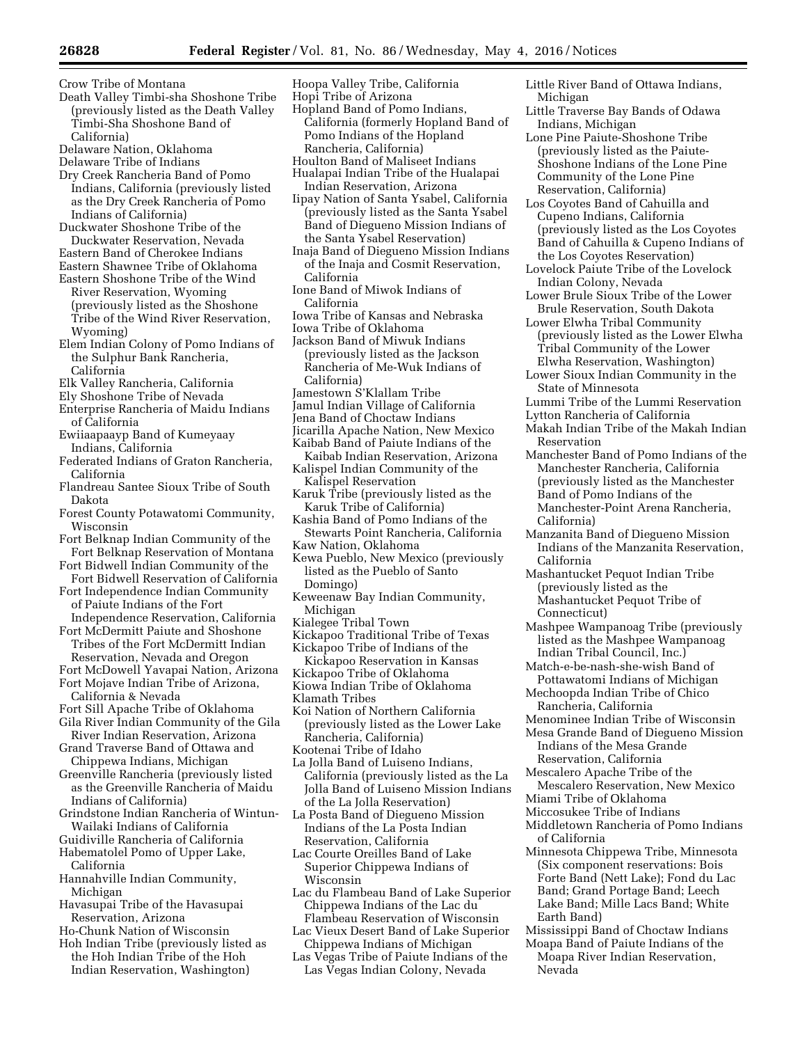Crow Tribe of Montana
Death Valley Timbi-sha Shoshone Tribe (previously listed as the Death Valley Timbi-Sha Shoshone Band of California)
Delaware Nation, Oklahoma
Delaware Tribe of Indians
Dry Creek Rancheria Band of Pomo Indians, California (previously listed as the Dry Creek Rancheria of Pomo Indians of California)
Duckwater Shoshone Tribe of the Duckwater Reservation, Nevada
Eastern Band of Cherokee Indians
Eastern Shawnee Tribe of Oklahoma
Eastern Shoshone Tribe of the Wind River Reservation, Wyoming (previously listed as the Shoshone Tribe of the Wind River Reservation, Wyoming)
Elem Indian Colony of Pomo Indians of the Sulphur Bank Rancheria, California
Elk Valley Rancheria, California
Ely Shoshone Tribe of Nevada
Enterprise Rancheria of Maidu Indians of California
Ewiiaapaayp Band of Kumeyaay Indians, California
Federated Indians of Graton Rancheria, California
Flandreau Santee Sioux Tribe of South Dakota
Forest County Potawatomi Community, Wisconsin
Fort Belknap Indian Community of the Fort Belknap Reservation of Montana
Fort Bidwell Indian Community of the Fort Bidwell Reservation of California
Fort Independence Indian Community of Paiute Indians of the Fort Independence Reservation, California
Fort McDermitt Paiute and Shoshone Tribes of the Fort McDermitt Indian Reservation, Nevada and Oregon
Fort McDowell Yavapai Nation, Arizona
Fort Mojave Indian Tribe of Arizona, California & Nevada
Fort Sill Apache Tribe of Oklahoma
Gila River Indian Community of the Gila River Indian Reservation, Arizona
Grand Traverse Band of Ottawa and Chippewa Indians, Michigan
Greenville Rancheria (previously listed as the Greenville Rancheria of Maidu Indians of California)
Grindstone Indian Rancheria of Wintun-Wailaki Indians of California
Guidiville Rancheria of California
Habematolel Pomo of Upper Lake, California
Hannahville Indian Community, Michigan
Havasupai Tribe of the Havasupai Reservation, Arizona
Ho-Chunk Nation of Wisconsin
Hoh Indian Tribe (previously listed as the Hoh Indian Tribe of the Hoh Indian Reservation, Washington)
Hoopa Valley Tribe, California
Hopi Tribe of Arizona
Hopland Band of Pomo Indians, California (formerly Hopland Band of Pomo Indians of the Hopland Rancheria, California)
Houlton Band of Maliseet Indians
Hualapai Indian Tribe of the Hualapai Indian Reservation, Arizona
Iipay Nation of Santa Ysabel, California (previously listed as the Santa Ysabel Band of Diegueno Mission Indians of the Santa Ysabel Reservation)
Inaja Band of Diegueno Mission Indians of the Inaja and Cosmit Reservation, California
Ione Band of Miwok Indians of California
Iowa Tribe of Kansas and Nebraska
Iowa Tribe of Oklahoma
Jackson Band of Miwuk Indians (previously listed as the Jackson Rancheria of Me-Wuk Indians of California)
Jamestown S'Klallam Tribe
Jamul Indian Village of California
Jena Band of Choctaw Indians
Jicarilla Apache Nation, New Mexico
Kaibab Band of Paiute Indians of the Kaibab Indian Reservation, Arizona
Kalispel Indian Community of the Kalispel Reservation
Karuk Tribe (previously listed as the Karuk Tribe of California)
Kashia Band of Pomo Indians of the Stewarts Point Rancheria, California
Kaw Nation, Oklahoma
Kewa Pueblo, New Mexico (previously listed as the Pueblo of Santo Domingo)
Keweenaw Bay Indian Community, Michigan
Kialegee Tribal Town
Kickapoo Traditional Tribe of Texas
Kickapoo Tribe of Indians of the Kickapoo Reservation in Kansas
Kickapoo Tribe of Oklahoma
Kiowa Indian Tribe of Oklahoma
Klamath Tribes
Koi Nation of Northern California (previously listed as the Lower Lake Rancheria, California)
Kootenai Tribe of Idaho
La Jolla Band of Luiseno Indians, California (previously listed as the La Jolla Band of Luiseno Mission Indians of the La Jolla Reservation)
La Posta Band of Diegueno Mission Indians of the La Posta Indian Reservation, California
Lac Courte Oreilles Band of Lake Superior Chippewa Indians of Wisconsin
Lac du Flambeau Band of Lake Superior Chippewa Indians of the Lac du Flambeau Reservation of Wisconsin
Lac Vieux Desert Band of Lake Superior Chippewa Indians of Michigan
Las Vegas Tribe of Paiute Indians of the Las Vegas Indian Colony, Nevada
Little River Band of Ottawa Indians, Michigan
Little Traverse Bay Bands of Odawa Indians, Michigan
Lone Pine Paiute-Shoshone Tribe (previously listed as the Paiute-Shoshone Indians of the Lone Pine Community of the Lone Pine Reservation, California)
Los Coyotes Band of Cahuilla and Cupeno Indians, California (previously listed as the Los Coyotes Band of Cahuilla & Cupeno Indians of the Los Coyotes Reservation)
Lovelock Paiute Tribe of the Lovelock Indian Colony, Nevada
Lower Brule Sioux Tribe of the Lower Brule Reservation, South Dakota
Lower Elwha Tribal Community (previously listed as the Lower Elwha Tribal Community of the Lower Elwha Reservation, Washington)
Lower Sioux Indian Community in the State of Minnesota
Lummi Tribe of the Lummi Reservation
Lytton Rancheria of California
Makah Indian Tribe of the Makah Indian Reservation
Manchester Band of Pomo Indians of the Manchester Rancheria, California (previously listed as the Manchester Band of Pomo Indians of the Manchester-Point Arena Rancheria, California)
Manzanita Band of Diegueno Mission Indians of the Manzanita Reservation, California
Mashantucket Pequot Indian Tribe (previously listed as the Mashantucket Pequot Tribe of Connecticut)
Mashpee Wampanoag Tribe (previously listed as the Mashpee Wampanoag Indian Tribal Council, Inc.)
Match-e-be-nash-she-wish Band of Pottawatomi Indians of Michigan
Mechoopda Indian Tribe of Chico Rancheria, California
Menominee Indian Tribe of Wisconsin
Mesa Grande Band of Diegueno Mission Indians of the Mesa Grande Reservation, California
Mescalero Apache Tribe of the Mescalero Reservation, New Mexico
Miami Tribe of Oklahoma
Miccosukee Tribe of Indians
Middletown Rancheria of Pomo Indians of California
Minnesota Chippewa Tribe, Minnesota (Six component reservations: Bois Forte Band (Nett Lake); Fond du Lac Band; Grand Portage Band; Leech Lake Band; Mille Lacs Band; White Earth Band)
Mississippi Band of Choctaw Indians
Moapa Band of Paiute Indians of the Moapa River Indian Reservation, Nevada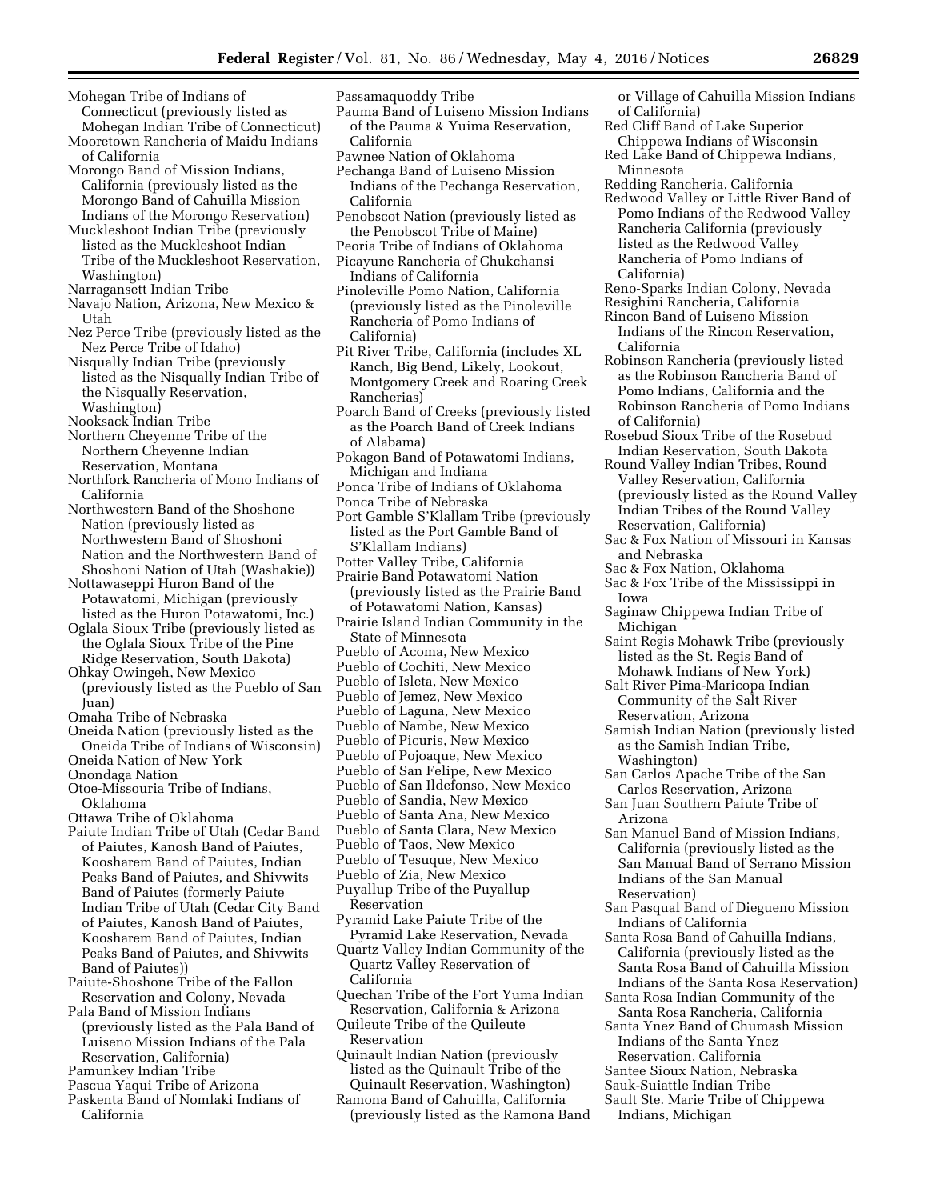Mohegan Tribe of Indians of Connecticut (previously listed as Mohegan Indian Tribe of Connecticut)
Mooretown Rancheria of Maidu Indians of California
Morongo Band of Mission Indians, California (previously listed as the Morongo Band of Cahuilla Mission Indians of the Morongo Reservation)
Muckleshoot Indian Tribe (previously listed as the Muckleshoot Indian Tribe of the Muckleshoot Reservation, Washington)
Narragansett Indian Tribe
Navajo Nation, Arizona, New Mexico & Utah
Nez Perce Tribe (previously listed as the Nez Perce Tribe of Idaho)
Nisqually Indian Tribe (previously listed as the Nisqually Indian Tribe of the Nisqually Reservation, Washington)
Nooksack Indian Tribe
Northern Cheyenne Tribe of the Northern Cheyenne Indian Reservation, Montana
Northfork Rancheria of Mono Indians of California
Northwestern Band of the Shoshone Nation (previously listed as Northwestern Band of Shoshoni Nation and the Northwestern Band of Shoshoni Nation of Utah (Washakie))
Nottawaseppi Huron Band of the Potawatomi, Michigan (previously listed as the Huron Potawatomi, Inc.)
Oglala Sioux Tribe (previously listed as the Oglala Sioux Tribe of the Pine Ridge Reservation, South Dakota)
Ohkay Owingeh, New Mexico (previously listed as the Pueblo of San Juan)
Omaha Tribe of Nebraska
Oneida Nation (previously listed as the Oneida Tribe of Indians of Wisconsin)
Oneida Nation of New York
Onondaga Nation
Otoe-Missouria Tribe of Indians, Oklahoma
Ottawa Tribe of Oklahoma
Paiute Indian Tribe of Utah (Cedar Band of Paiutes, Kanosh Band of Paiutes, Koosharem Band of Paiutes, Indian Peaks Band of Paiutes, and Shivwits Band of Paiutes (formerly Paiute Indian Tribe of Utah (Cedar City Band of Paiutes, Kanosh Band of Paiutes, Koosharem Band of Paiutes, Indian Peaks Band of Paiutes, and Shivwits Band of Paiutes))
Paiute-Shoshone Tribe of the Fallon Reservation and Colony, Nevada
Pala Band of Mission Indians (previously listed as the Pala Band of Luiseno Mission Indians of the Pala Reservation, California)
Pamunkey Indian Tribe
Pascua Yaqui Tribe of Arizona
Paskenta Band of Nomlaki Indians of California
Passamaquoddy Tribe
Pauma Band of Luiseno Mission Indians of the Pauma & Yuima Reservation, California
Pawnee Nation of Oklahoma
Pechanga Band of Luiseno Mission Indians of the Pechanga Reservation, California
Penobscot Nation (previously listed as the Penobscot Tribe of Maine)
Peoria Tribe of Indians of Oklahoma
Picayune Rancheria of Chukchansi Indians of California
Pinoleville Pomo Nation, California (previously listed as the Pinoleville Rancheria of Pomo Indians of California)
Pit River Tribe, California (includes XL Ranch, Big Bend, Likely, Lookout, Montgomery Creek and Roaring Creek Rancherias)
Poarch Band of Creeks (previously listed as the Poarch Band of Creek Indians of Alabama)
Pokagon Band of Potawatomi Indians, Michigan and Indiana
Ponca Tribe of Indians of Oklahoma
Ponca Tribe of Nebraska
Port Gamble S'Klallam Tribe (previously listed as the Port Gamble Band of S'Klallam Indians)
Potter Valley Tribe, California
Prairie Band Potawatomi Nation (previously listed as the Prairie Band of Potawatomi Nation, Kansas)
Prairie Island Indian Community in the State of Minnesota
Pueblo of Acoma, New Mexico
Pueblo of Cochiti, New Mexico
Pueblo of Isleta, New Mexico
Pueblo of Jemez, New Mexico
Pueblo of Laguna, New Mexico
Pueblo of Nambe, New Mexico
Pueblo of Picuris, New Mexico
Pueblo of Pojoaque, New Mexico
Pueblo of San Felipe, New Mexico
Pueblo of San Ildefonso, New Mexico
Pueblo of Sandia, New Mexico
Pueblo of Santa Ana, New Mexico
Pueblo of Santa Clara, New Mexico
Pueblo of Taos, New Mexico
Pueblo of Tesuque, New Mexico
Pueblo of Zia, New Mexico
Puyallup Tribe of the Puyallup Reservation
Pyramid Lake Paiute Tribe of the Pyramid Lake Reservation, Nevada
Quartz Valley Indian Community of the Quartz Valley Reservation of California
Quechan Tribe of the Fort Yuma Indian Reservation, California & Arizona
Quileute Tribe of the Quileute Reservation
Quinault Indian Nation (previously listed as the Quinault Tribe of the Quinault Reservation, Washington)
Ramona Band of Cahuilla, California (previously listed as the Ramona Band or Village of Cahuilla Mission Indians of California)
Red Cliff Band of Lake Superior Chippewa Indians of Wisconsin
Red Lake Band of Chippewa Indians, Minnesota
Redding Rancheria, California
Redwood Valley or Little River Band of Pomo Indians of the Redwood Valley Rancheria California (previously listed as the Redwood Valley Rancheria of Pomo Indians of California)
Reno-Sparks Indian Colony, Nevada
Resighini Rancheria, California
Rincon Band of Luiseno Mission Indians of the Rincon Reservation, California
Robinson Rancheria (previously listed as the Robinson Rancheria Band of Pomo Indians, California and the Robinson Rancheria of Pomo Indians of California)
Rosebud Sioux Tribe of the Rosebud Indian Reservation, South Dakota
Round Valley Indian Tribes, Round Valley Reservation, California (previously listed as the Round Valley Indian Tribes of the Round Valley Reservation, California)
Sac & Fox Nation of Missouri in Kansas and Nebraska
Sac & Fox Nation, Oklahoma
Sac & Fox Tribe of the Mississippi in Iowa
Saginaw Chippewa Indian Tribe of Michigan
Saint Regis Mohawk Tribe (previously listed as the St. Regis Band of Mohawk Indians of New York)
Salt River Pima-Maricopa Indian Community of the Salt River Reservation, Arizona
Samish Indian Nation (previously listed as the Samish Indian Tribe, Washington)
San Carlos Apache Tribe of the San Carlos Reservation, Arizona
San Juan Southern Paiute Tribe of Arizona
San Manuel Band of Mission Indians, California (previously listed as the San Manual Band of Serrano Mission Indians of the San Manual Reservation)
San Pasqual Band of Diegueno Mission Indians of California
Santa Rosa Band of Cahuilla Indians, California (previously listed as the Santa Rosa Band of Cahuilla Mission Indians of the Santa Rosa Reservation)
Santa Rosa Indian Community of the Santa Rosa Rancheria, California
Santa Ynez Band of Chumash Mission Indians of the Santa Ynez Reservation, California
Santee Sioux Nation, Nebraska
Sauk-Suiattle Indian Tribe
Sault Ste. Marie Tribe of Chippewa Indians, Michigan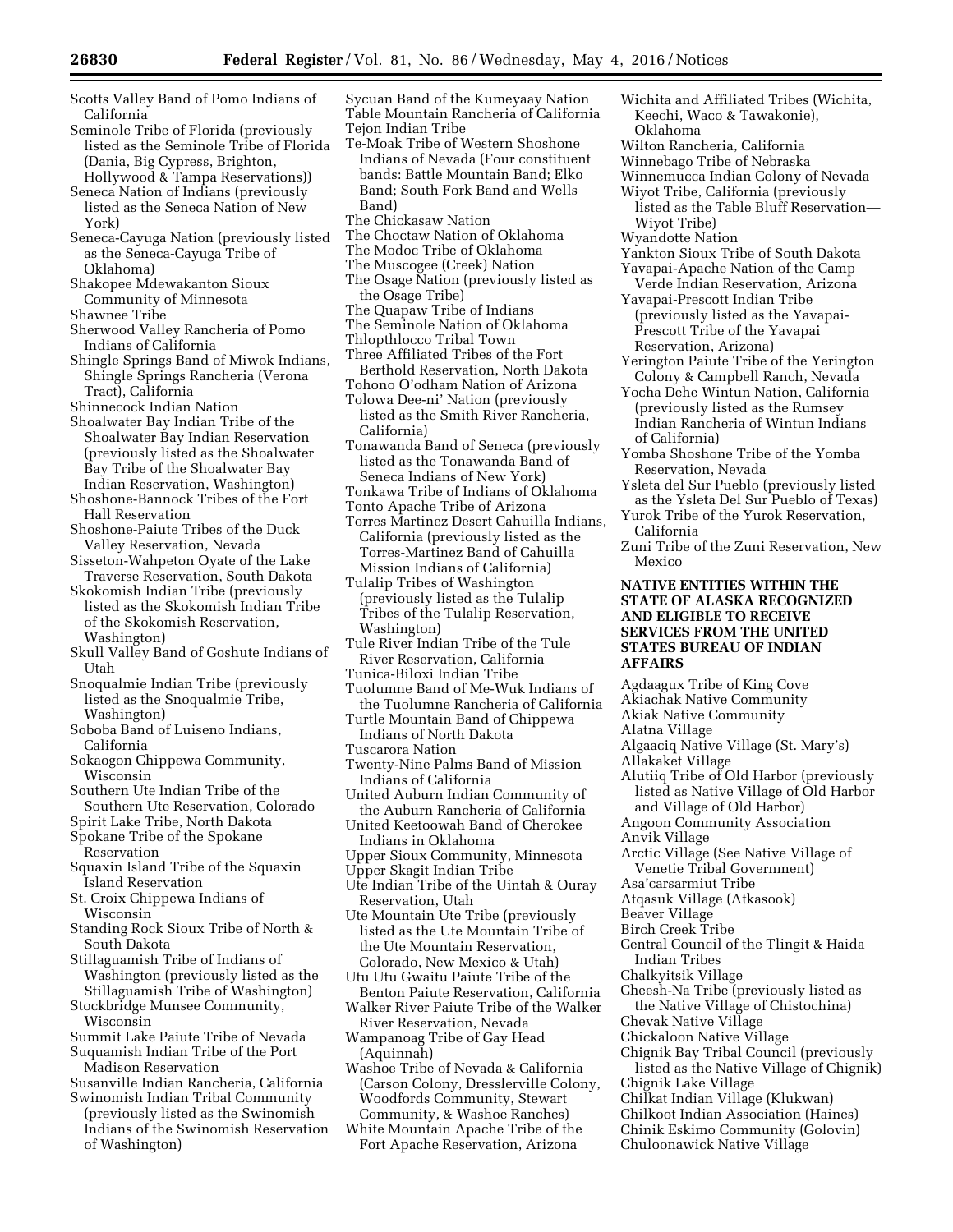Scotts Valley Band of Pomo Indians of California
Seminole Tribe of Florida (previously listed as the Seminole Tribe of Florida (Dania, Big Cypress, Brighton, Hollywood & Tampa Reservations))
Seneca Nation of Indians (previously listed as the Seneca Nation of New York)
Seneca-Cayuga Nation (previously listed as the Seneca-Cayuga Tribe of Oklahoma)
Shakopee Mdewakanton Sioux Community of Minnesota
Shawnee Tribe
Sherwood Valley Rancheria of Pomo Indians of California
Shingle Springs Band of Miwok Indians, Shingle Springs Rancheria (Verona Tract), California
Shinnecock Indian Nation
Shoalwater Bay Indian Tribe of the Shoalwater Bay Indian Reservation (previously listed as the Shoalwater Bay Tribe of the Shoalwater Bay Indian Reservation, Washington)
Shoshone-Bannock Tribes of the Fort Hall Reservation
Shoshone-Paiute Tribes of the Duck Valley Reservation, Nevada
Sisseton-Wahpeton Oyate of the Lake Traverse Reservation, South Dakota
Skokomish Indian Tribe (previously listed as the Skokomish Indian Tribe of the Skokomish Reservation, Washington)
Skull Valley Band of Goshute Indians of Utah
Snoqualmie Indian Tribe (previously listed as the Snoqualmie Tribe, Washington)
Soboba Band of Luiseno Indians, California
Sokaogon Chippewa Community, Wisconsin
Southern Ute Indian Tribe of the Southern Ute Reservation, Colorado
Spirit Lake Tribe, North Dakota
Spokane Tribe of the Spokane Reservation
Squaxin Island Tribe of the Squaxin Island Reservation
St. Croix Chippewa Indians of Wisconsin
Standing Rock Sioux Tribe of North & South Dakota
Stillaguamish Tribe of Indians of Washington (previously listed as the Stillaguamish Tribe of Washington)
Stockbridge Munsee Community, Wisconsin
Summit Lake Paiute Tribe of Nevada
Suquamish Indian Tribe of the Port Madison Reservation
Susanville Indian Rancheria, California
Swinomish Indian Tribal Community (previously listed as the Swinomish Indians of the Swinomish Reservation of Washington)
Sycuan Band of the Kumeyaay Nation
Table Mountain Rancheria of California
Tejon Indian Tribe
Te-Moak Tribe of Western Shoshone Indians of Nevada (Four constituent bands: Battle Mountain Band; Elko Band; South Fork Band and Wells Band)
The Chickasaw Nation
The Choctaw Nation of Oklahoma
The Modoc Tribe of Oklahoma
The Muscogee (Creek) Nation
The Osage Nation (previously listed as the Osage Tribe)
The Quapaw Tribe of Indians
The Seminole Nation of Oklahoma
Thlopthlocco Tribal Town
Three Affiliated Tribes of the Fort Berthold Reservation, North Dakota
Tohono O'odham Nation of Arizona
Tolowa Dee-ni' Nation (previously listed as the Smith River Rancheria, California)
Tonawanda Band of Seneca (previously listed as the Tonawanda Band of Seneca Indians of New York)
Tonkawa Tribe of Indians of Oklahoma
Tonto Apache Tribe of Arizona
Torres Martinez Desert Cahuilla Indians, California (previously listed as the Torres-Martinez Band of Cahuilla Mission Indians of California)
Tulalip Tribes of Washington (previously listed as the Tulalip Tribes of the Tulalip Reservation, Washington)
Tule River Indian Tribe of the Tule River Reservation, California
Tunica-Biloxi Indian Tribe
Tuolumne Band of Me-Wuk Indians of the Tuolumne Rancheria of California
Turtle Mountain Band of Chippewa Indians of North Dakota
Tuscarora Nation
Twenty-Nine Palms Band of Mission Indians of California
United Auburn Indian Community of the Auburn Rancheria of California
United Keetoowah Band of Cherokee Indians in Oklahoma
Upper Sioux Community, Minnesota
Upper Skagit Indian Tribe
Ute Indian Tribe of the Uintah & Ouray Reservation, Utah
Ute Mountain Ute Tribe (previously listed as the Ute Mountain Tribe of the Ute Mountain Reservation, Colorado, New Mexico & Utah)
Utu Utu Gwaitu Paiute Tribe of the Benton Paiute Reservation, California
Walker River Paiute Tribe of the Walker River Reservation, Nevada
Wampanoag Tribe of Gay Head (Aquinnah)
Washoe Tribe of Nevada & California (Carson Colony, Dresslerville Colony, Woodfords Community, Stewart Community, & Washoe Ranches)
White Mountain Apache Tribe of the Fort Apache Reservation, Arizona
Wichita and Affiliated Tribes (Wichita, Keechi, Waco & Tawakonie), Oklahoma
Wilton Rancheria, California
Winnebago Tribe of Nebraska
Winnemucca Indian Colony of Nevada
Wiyot Tribe, California (previously listed as the Table Bluff Reservation—Wiyot Tribe)
Wyandotte Nation
Yankton Sioux Tribe of South Dakota
Yavapai-Apache Nation of the Camp Verde Indian Reservation, Arizona
Yavapai-Prescott Indian Tribe (previously listed as the Yavapai-Prescott Tribe of the Yavapai Reservation, Arizona)
Yerington Paiute Tribe of the Yerington Colony & Campbell Ranch, Nevada
Yocha Dehe Wintun Nation, California (previously listed as the Rumsey Indian Rancheria of Wintun Indians of California)
Yomba Shoshone Tribe of the Yomba Reservation, Nevada
Ysleta del Sur Pueblo (previously listed as the Ysleta Del Sur Pueblo of Texas)
Yurok Tribe of the Yurok Reservation, California
Zuni Tribe of the Zuni Reservation, New Mexico

## NATIVE ENTITIES WITHIN THE STATE OF ALASKA RECOGNIZED AND ELIGIBLE TO RECEIVE SERVICES FROM THE UNITED STATES BUREAU OF INDIAN AFFAIRS

Agdaagux Tribe of King Cove
Akiachak Native Community
Akiak Native Community
Alatna Village
Algaaciq Native Village (St. Mary's)
Allakaket Village
Alutiiq Tribe of Old Harbor (previously listed as Native Village of Old Harbor and Village of Old Harbor)
Angoon Community Association
Anvik Village
Arctic Village (See Native Village of Venetie Tribal Government)
Asa'carsarmiut Tribe
Atqasuk Village (Atkasook)
Beaver Village
Birch Creek Tribe
Central Council of the Tlingit & Haida Indian Tribes
Chalkyitsik Village
Cheesh-Na Tribe (previously listed as the Native Village of Chistochina)
Chevak Native Village
Chickaloon Native Village
Chignik Bay Tribal Council (previously listed as the Native Village of Chignik)
Chignik Lake Village
Chilkat Indian Village (Klukwan)
Chilkoot Indian Association (Haines)
Chinik Eskimo Community (Golovin)
Chuloonawick Native Village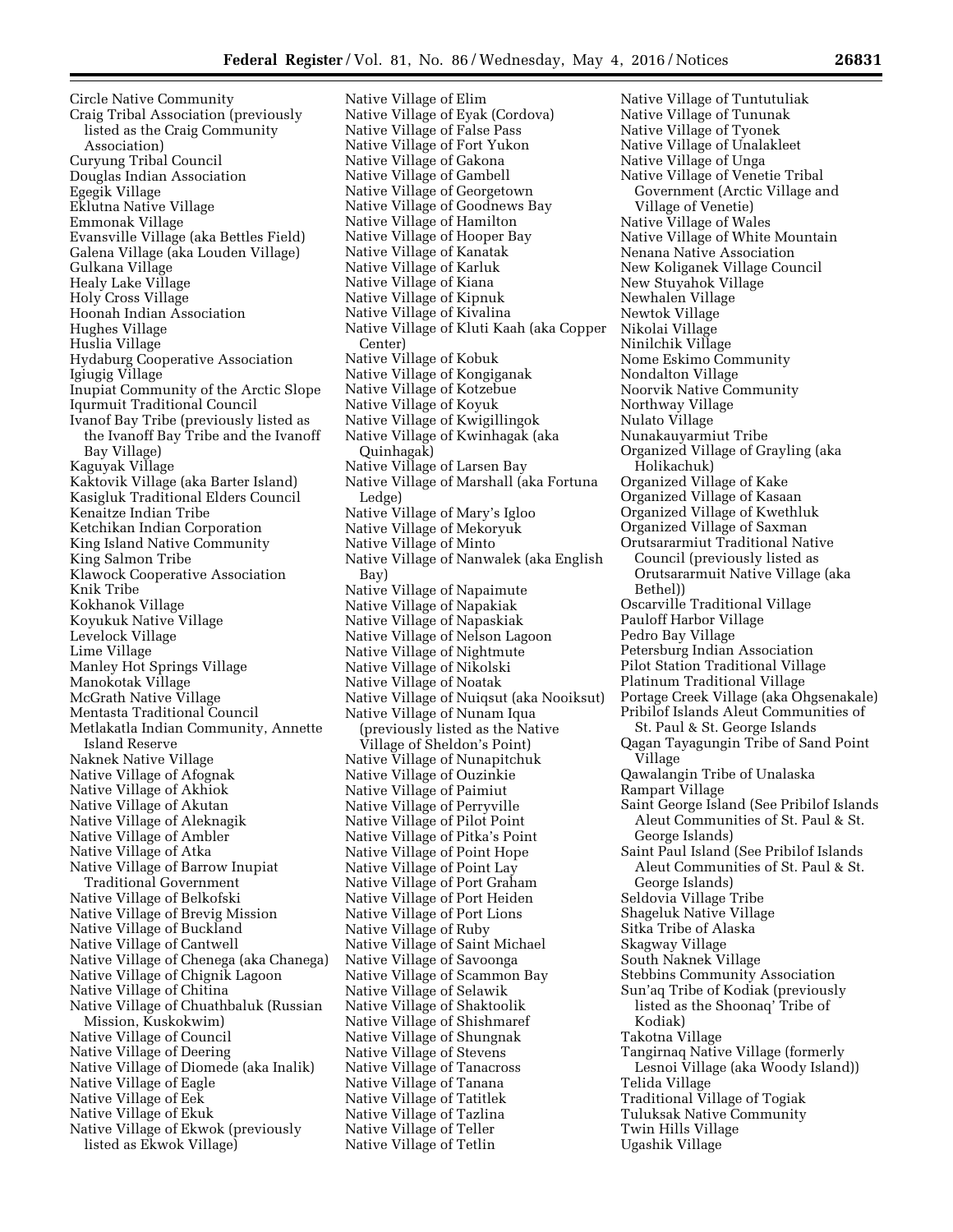Circle Native Community
Craig Tribal Association (previously listed as the Craig Community Association)
Curyung Tribal Council
Douglas Indian Association
Egegik Village
Eklutna Native Village
Emmonak Village
Evansville Village (aka Bettles Field)
Galena Village (aka Louden Village)
Gulkana Village
Healy Lake Village
Holy Cross Village
Hoonah Indian Association
Hughes Village
Huslia Village
Hydaburg Cooperative Association
Igiugig Village
Inupiat Community of the Arctic Slope
Iqurmuit Traditional Council
Ivanof Bay Tribe (previously listed as the Ivanoff Bay Tribe and the Ivanoff Bay Village)
Kaguyak Village
Kaktovik Village (aka Barter Island)
Kasigluk Traditional Elders Council
Kenaitze Indian Tribe
Ketchikan Indian Corporation
King Island Native Community
King Salmon Tribe
Klawock Cooperative Association
Knik Tribe
Kokhanok Village
Koyukuk Native Village
Levelock Village
Lime Village
Manley Hot Springs Village
Manokotak Village
McGrath Native Village
Mentasta Traditional Council
Metlakatla Indian Community, Annette Island Reserve
Naknek Native Village
Native Village of Afognak
Native Village of Akhiok
Native Village of Akutan
Native Village of Aleknagik
Native Village of Ambler
Native Village of Atka
Native Village of Barrow Inupiat Traditional Government
Native Village of Belkofski
Native Village of Brevig Mission
Native Village of Buckland
Native Village of Cantwell
Native Village of Chenega (aka Chanega)
Native Village of Chignik Lagoon
Native Village of Chitina
Native Village of Chuathbaluk (Russian Mission, Kuskokwim)
Native Village of Council
Native Village of Deering
Native Village of Diomede (aka Inalik)
Native Village of Eagle
Native Village of Eek
Native Village of Ekuk
Native Village of Ekwok (previously listed as Ekwok Village)
Native Village of Elim
Native Village of Eyak (Cordova)
Native Village of False Pass
Native Village of Fort Yukon
Native Village of Gakona
Native Village of Gambell
Native Village of Georgetown
Native Village of Goodnews Bay
Native Village of Hamilton
Native Village of Hooper Bay
Native Village of Kanatak
Native Village of Karluk
Native Village of Kiana
Native Village of Kipnuk
Native Village of Kivalina
Native Village of Kluti Kaah (aka Copper Center)
Native Village of Kobuk
Native Village of Kongiganak
Native Village of Kotzebue
Native Village of Koyuk
Native Village of Kwigillingok
Native Village of Kwinhagak (aka Quinhagak)
Native Village of Larsen Bay
Native Village of Marshall (aka Fortuna Ledge)
Native Village of Mary's Igloo
Native Village of Mekoryuk
Native Village of Minto
Native Village of Nanwalek (aka English Bay)
Native Village of Napaimute
Native Village of Napakiak
Native Village of Napaskiak
Native Village of Nelson Lagoon
Native Village of Nightmute
Native Village of Nikolski
Native Village of Noatak
Native Village of Nuiqsut (aka Nooiksut)
Native Village of Nunam Iqua (previously listed as the Native Village of Sheldon's Point)
Native Village of Nunapitchuk
Native Village of Ouzinkie
Native Village of Paimiut
Native Village of Perryville
Native Village of Pilot Point
Native Village of Pitka's Point
Native Village of Point Hope
Native Village of Point Lay
Native Village of Port Graham
Native Village of Port Heiden
Native Village of Port Lions
Native Village of Ruby
Native Village of Saint Michael
Native Village of Savoonga
Native Village of Scammon Bay
Native Village of Selawik
Native Village of Shaktoolik
Native Village of Shishmaref
Native Village of Shungnak
Native Village of Stevens
Native Village of Tanacross
Native Village of Tanana
Native Village of Tatitlek
Native Village of Tazlina
Native Village of Teller
Native Village of Tetlin
Native Village of Tuntutuliak
Native Village of Tununak
Native Village of Tyonek
Native Village of Unalakleet
Native Village of Unga
Native Village of Venetie Tribal Government (Arctic Village and Village of Venetie)
Native Village of Wales
Native Village of White Mountain
Nenana Native Association
New Koliganek Village Council
New Stuyahok Village
Newhalen Village
Newtok Village
Nikolai Village
Ninilchik Village
Nome Eskimo Community
Nondalton Village
Noorvik Native Community
Northway Village
Nulato Village
Nunakauyarmiut Tribe
Organized Village of Grayling (aka Holikachuk)
Organized Village of Kake
Organized Village of Kasaan
Organized Village of Kwethluk
Organized Village of Saxman
Orutsararmiut Traditional Native Council (previously listed as Orutsararmuit Native Village (aka Bethel))
Oscarville Traditional Village
Pauloff Harbor Village
Pedro Bay Village
Petersburg Indian Association
Pilot Station Traditional Village
Platinum Traditional Village
Portage Creek Village (aka Ohgsenakale)
Pribilof Islands Aleut Communities of St. Paul & St. George Islands
Qagan Tayagungin Tribe of Sand Point Village
Qawalangin Tribe of Unalaska
Rampart Village
Saint George Island (See Pribilof Islands Aleut Communities of St. Paul & St. George Islands)
Saint Paul Island (See Pribilof Islands Aleut Communities of St. Paul & St. George Islands)
Seldovia Village Tribe
Shageluk Native Village
Sitka Tribe of Alaska
Skagway Village
South Naknek Village
Stebbins Community Association
Sun'aq Tribe of Kodiak (previously listed as the Shoonaq' Tribe of Kodiak)
Takotna Village
Tangirnaq Native Village (formerly Lesnoi Village (aka Woody Island))
Telida Village
Traditional Village of Togiak
Tuluksak Native Community
Twin Hills Village
Ugashik Village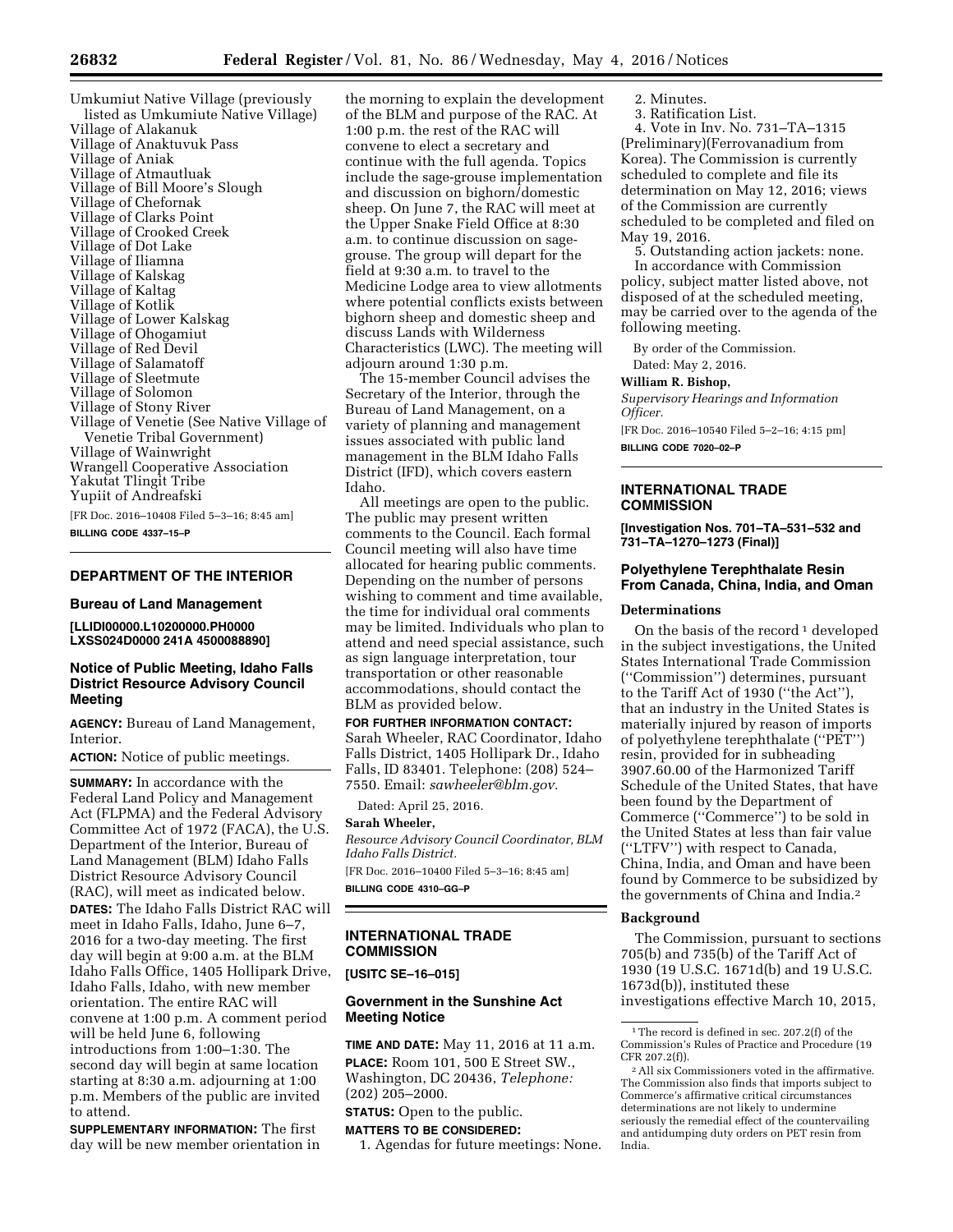Umkumiut Native Village (previously listed as Umkumiute Native Village)
Village of Alakanuk
Village of Anaktuvuk Pass
Village of Aniak
Village of Atmautluak
Village of Bill Moore's Slough
Village of Chefornak
Village of Clarks Point
Village of Crooked Creek
Village of Dot Lake
Village of Iliamna
Village of Kalskag
Village of Kaltag
Village of Kotlik
Village of Lower Kalskag
Village of Ohogamiut
Village of Red Devil
Village of Salamatoff
Village of Sleetmute
Village of Solomon
Village of Stony River
Village of Venetie (See Native Village of Venetie Tribal Government)
Village of Wainwright
Wrangell Cooperative Association
Yakutat Tlingit Tribe
Yupiit of Andreafski

[FR Doc. 2016–10408 Filed 5–3–16; 8:45 am]

**BILLING CODE 4337–15–P**

## DEPARTMENT OF THE INTERIOR

### Bureau of Land Management

**[LLIDI00000.L10200000.PH0000 LXSS024D0000 241A 4500088890]**

### Notice of Public Meeting, Idaho Falls District Resource Advisory Council Meeting

**AGENCY:** Bureau of Land Management, Interior.

**ACTION:** Notice of public meetings.

**SUMMARY:** In accordance with the Federal Land Policy and Management Act (FLPMA) and the Federal Advisory Committee Act of 1972 (FACA), the U.S. Department of the Interior, Bureau of Land Management (BLM) Idaho Falls District Resource Advisory Council (RAC), will meet as indicated below.

**DATES:** The Idaho Falls District RAC will meet in Idaho Falls, Idaho, June 6–7, 2016 for a two-day meeting. The first day will begin at 9:00 a.m. at the BLM Idaho Falls Office, 1405 Hollipark Drive, Idaho Falls, Idaho, with new member orientation. The entire RAC will convene at 1:00 p.m. A comment period will be held June 6, following introductions from 1:00–1:30. The second day will begin at same location starting at 8:30 a.m. adjourning at 1:00 p.m. Members of the public are invited to attend.

**SUPPLEMENTARY INFORMATION:** The first day will be new member orientation in the morning to explain the development of the BLM and purpose of the RAC. At 1:00 p.m. the rest of the RAC will convene to elect a secretary and continue with the full agenda. Topics include the sage-grouse implementation and discussion on bighorn/domestic sheep. On June 7, the RAC will meet at the Upper Snake Field Office at 8:30 a.m. to continue discussion on sage-grouse. The group will depart for the field at 9:30 a.m. to travel to the Medicine Lodge area to view allotments where potential conflicts exists between bighorn sheep and domestic sheep and discuss Lands with Wilderness Characteristics (LWC). The meeting will adjourn around 1:30 p.m.

The 15-member Council advises the Secretary of the Interior, through the Bureau of Land Management, on a variety of planning and management issues associated with public land management in the BLM Idaho Falls District (IFD), which covers eastern Idaho.

All meetings are open to the public. The public may present written comments to the Council. Each formal Council meeting will also have time allocated for hearing public comments. Depending on the number of persons wishing to comment and time available, the time for individual oral comments may be limited. Individuals who plan to attend and need special assistance, such as sign language interpretation, tour transportation or other reasonable accommodations, should contact the BLM as provided below.

**FOR FURTHER INFORMATION CONTACT:** Sarah Wheeler, RAC Coordinator, Idaho Falls District, 1405 Hollipark Dr., Idaho Falls, ID 83401. Telephone: (208) 524–7550. Email: *sawheeler@blm.gov.*

Dated: April 25, 2016.

**Sarah Wheeler,**

*Resource Advisory Council Coordinator, BLM Idaho Falls District.*

[FR Doc. 2016–10400 Filed 5–3–16; 8:45 am]

**BILLING CODE 4310–GG–P**

## INTERNATIONAL TRADE COMMISSION

**[USITC SE–16–015]**

### Government in the Sunshine Act Meeting Notice

**TIME AND DATE:** May 11, 2016 at 11 a.m.

**PLACE:** Room 101, 500 E Street SW., Washington, DC 20436, *Telephone:* (202) 205–2000.

**STATUS:** Open to the public.

**MATTERS TO BE CONSIDERED:**

1. Agendas for future meetings: None.
2. Minutes.
3. Ratification List.
4. Vote in Inv. No. 731–TA–1315 (Preliminary)(Ferrovanadium from Korea). The Commission is currently scheduled to complete and file its determination on May 12, 2016; views of the Commission are currently scheduled to be completed and filed on May 19, 2016.
5. Outstanding action jackets: none.

In accordance with Commission policy, subject matter listed above, not disposed of at the scheduled meeting, may be carried over to the agenda of the following meeting.

By order of the Commission.

Dated: May 2, 2016.

**William R. Bishop,**

*Supervisory Hearings and Information Officer.*

[FR Doc. 2016–10540 Filed 5–2–16; 4:15 pm]

**BILLING CODE 7020–02–P**

## INTERNATIONAL TRADE COMMISSION

**[Investigation Nos. 701–TA–531–532 and 731–TA–1270–1273 (Final)]**

### Polyethylene Terephthalate Resin From Canada, China, India, and Oman

#### Determinations

On the basis of the record [1] developed in the subject investigations, the United States International Trade Commission (''Commission'') determines, pursuant to the Tariff Act of 1930 (''the Act''), that an industry in the United States is materially injured by reason of imports of polyethylene terephthalate (''PET'') resin, provided for in subheading 3907.60.00 of the Harmonized Tariff Schedule of the United States, that have been found by the Department of Commerce (''Commerce'') to be sold in the United States at less than fair value (''LTFV'') with respect to Canada, China, India, and Oman and have been found by Commerce to be subsidized by the governments of China and India.[2]

#### Background

The Commission, pursuant to sections 705(b) and 735(b) of the Tariff Act of 1930 (19 U.S.C. 1671d(b) and 19 U.S.C. 1673d(b)), instituted these investigations effective March 10, 2015,

[1] The record is defined in sec. 207.2(f) of the Commission's Rules of Practice and Procedure (19 CFR 207.2(f)).

[2] All six Commissioners voted in the affirmative. The Commission also finds that imports subject to Commerce's affirmative critical circumstances determinations are not likely to undermine seriously the remedial effect of the countervailing and antidumping duty orders on PET resin from India.